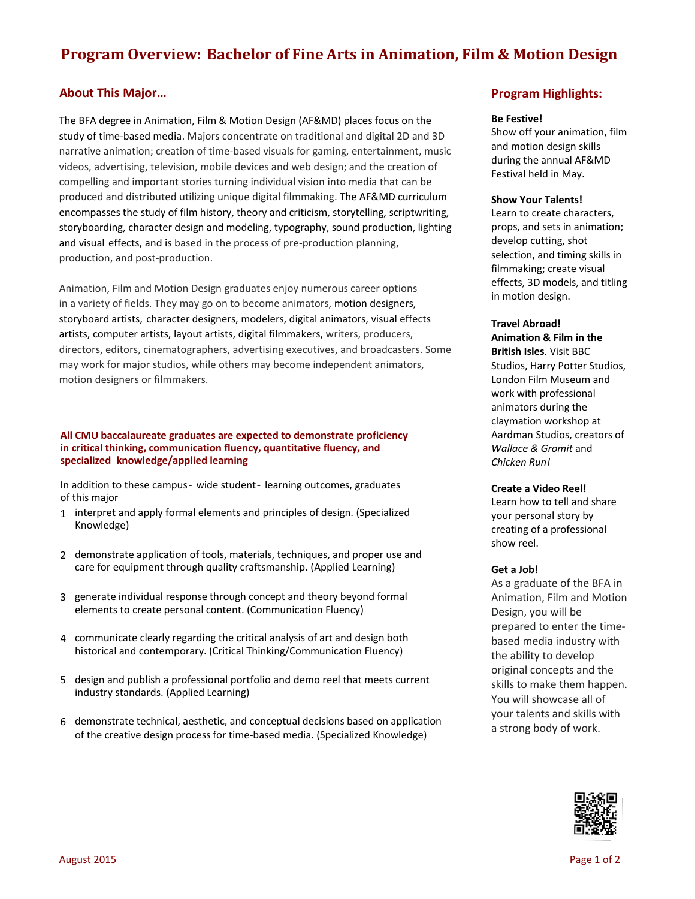# Program Overview: Bachelor of Fine Arts in Animation, Film & Motion Design

## About This Major…

The BFA degree in Animation, Film & Motion Design (AF&MD) places focus on the study of time-based media. Majors concentrate on traditional and digital 2D and 3D narrative animation; creation of time-based visuals for gaming, entertainment, music videos, advertising, television, mobile devices and web design; and the creation of compelling and important stories turning individual vision into media that can be produced and distributed utilizing unique digital filmmaking. The AF&MD curriculum encompasses the study of film history, theory and criticism, storytelling, scriptwriting, storyboarding, character design and modeling, typography, sound production, lighting and visual effects, and is based in the process of pre-production planning, production, and post-production.

Animation, Film and Motion Design graduates enjoy numerous career options in a variety of fields. They may go on to become animators, motion designers, storyboard artists, character designers, modelers, digital animators, visual effects artists, computer artists, layout artists, digital filmmakers, writers, producers, directors, editors, cinematographers, advertising executives, and broadcasters. Some may work for major studios, while others may become independent animators, motion designers or filmmakers.

**All CMU baccalaureate graduates are expected to demonstrate proficiency in critical thinking, communication fluency, quantitative fluency, and specialized knowledge/applied learning**

In addition to these campus- wide student- learning outcomes, graduates of this major

1. interpret and apply formal elements and principles of design. (Specialized Knowledge)
2. demonstrate application of tools, materials, techniques, and proper use and care for equipment through quality craftsmanship. (Applied Learning)
3. generate individual response through concept and theory beyond formal elements to create personal content. (Communication Fluency)
4. communicate clearly regarding the critical analysis of art and design both historical and contemporary. (Critical Thinking/Communication Fluency)
5. design and publish a professional portfolio and demo reel that meets current industry standards. (Applied Learning)
6. demonstrate technical, aesthetic, and conceptual decisions based on application of the creative design process for time-based media. (Specialized Knowledge)

## Program Highlights:

**Be Festive!**
Show off your animation, film and motion design skills during the annual AF&MD Festival held in May.

**Show Your Talents!**
Learn to create characters, props, and sets in animation; develop cutting, shot selection, and timing skills in filmmaking; create visual effects, 3D models, and titling in motion design.

**Travel Abroad!**
**Animation & Film in the British Isles**. Visit BBC Studios, Harry Potter Studios, London Film Museum and work with professional animators during the claymation workshop at Aardman Studios, creators of *Wallace & Gromit* and *Chicken Run!*

**Create a Video Reel!**
Learn how to tell and share your personal story by creating of a professional show reel.

**Get a Job!**
As a graduate of the BFA in Animation, Film and Motion Design, you will be prepared to enter the time-based media industry with the ability to develop original concepts and the skills to make them happen. You will showcase all of your talents and skills with a strong body of work.

August 2015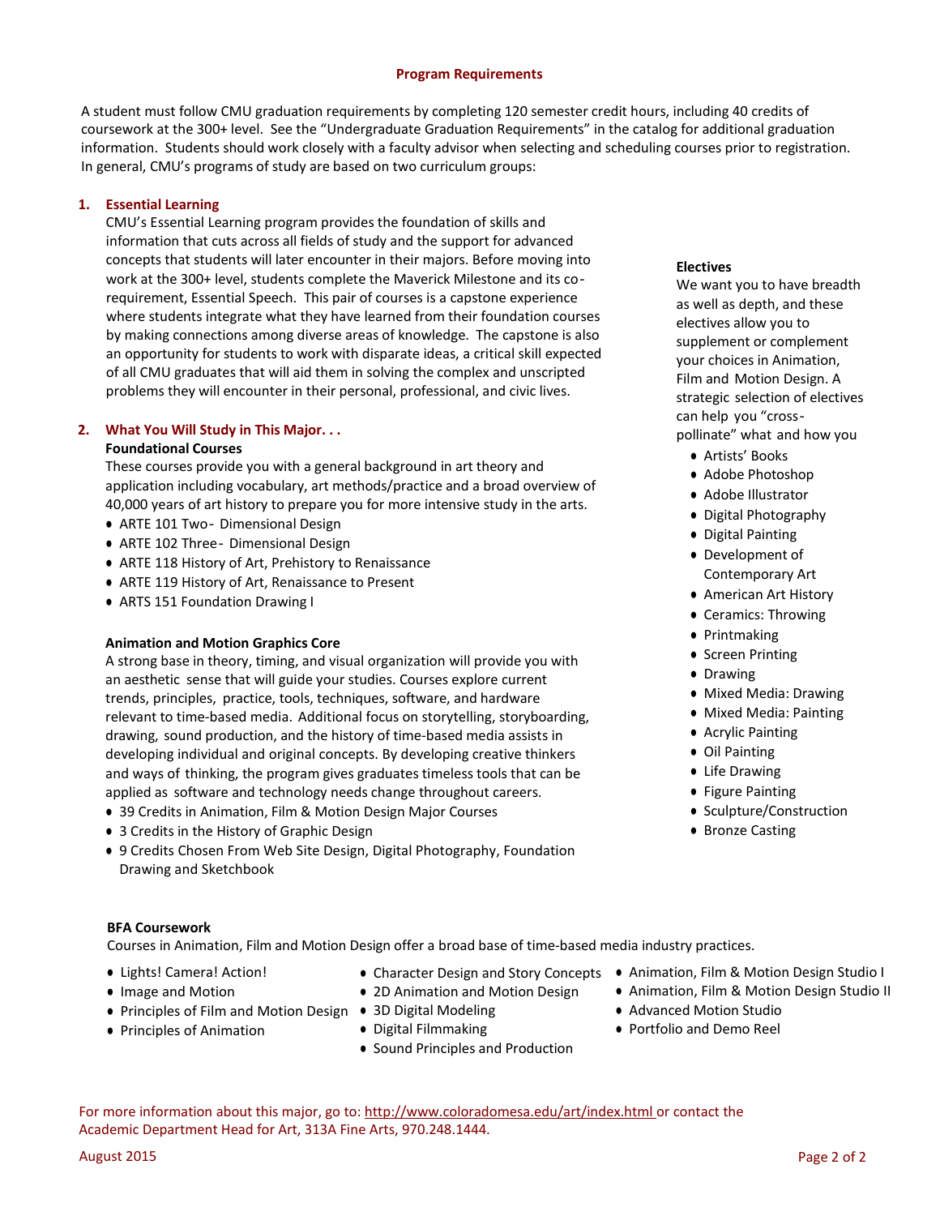## Program Requirements

A student must follow CMU graduation requirements by completing 120 semester credit hours, including 40 credits of coursework at the 300+ level. See the "Undergraduate Graduation Requirements" in the catalog for additional graduation information. Students should work closely with a faculty advisor when selecting and scheduling courses prior to registration. In general, CMU's programs of study are based on two curriculum groups:

1. **Essential Learning**

   CMU's Essential Learning program provides the foundation of skills and information that cuts across all fields of study and the support for advanced concepts that students will later encounter in their majors. Before moving into work at the 300+ level, students complete the Maverick Milestone and its co-requirement, Essential Speech. This pair of courses is a capstone experience where students integrate what they have learned from their foundation courses by making connections among diverse areas of knowledge. The capstone is also an opportunity for students to work with disparate ideas, a critical skill expected of all CMU graduates that will aid them in solving the complex and unscripted problems they will encounter in their personal, professional, and civic lives.

2. **What You Will Study in This Major. . .**

   **Foundational Courses**

   These courses provide you with a general background in art theory and application including vocabulary, art methods/practice and a broad overview of 40,000 years of art history to prepare you for more intensive study in the arts.
   - ARTE 101 Two- Dimensional Design
   - ARTE 102 Three- Dimensional Design
   - ARTE 118 History of Art, Prehistory to Renaissance
   - ARTE 119 History of Art, Renaissance to Present
   - ARTS 151 Foundation Drawing I

   **Animation and Motion Graphics Core**

   A strong base in theory, timing, and visual organization will provide you with an aesthetic sense that will guide your studies. Courses explore current trends, principles, practice, tools, techniques, software, and hardware relevant to time-based media. Additional focus on storytelling, storyboarding, drawing, sound production, and the history of time-based media assists in developing individual and original concepts. By developing creative thinkers and ways of thinking, the program gives graduates timeless tools that can be applied as software and technology needs change throughout careers.
   - 39 Credits in Animation, Film & Motion Design Major Courses
   - 3 Credits in the History of Graphic Design
   - 9 Credits Chosen From Web Site Design, Digital Photography, Foundation Drawing and Sketchbook

**Electives**

We want you to have breadth as well as depth, and these electives allow you to supplement or complement your choices in Animation, Film and Motion Design. A strategic selection of electives can help you "cross-pollinate" what and how you

- Artists' Books
- Adobe Photoshop
- Adobe Illustrator
- Digital Photography
- Digital Painting
- Development of Contemporary Art
- American Art History
- Ceramics: Throwing
- Printmaking
- Screen Printing
- Drawing
- Mixed Media: Drawing
- Mixed Media: Painting
- Acrylic Painting
- Oil Painting
- Life Drawing
- Figure Painting
- Sculpture/Construction
- Bronze Casting

**BFA Coursework**

Courses in Animation, Film and Motion Design offer a broad base of time-based media industry practices.

- Lights! Camera! Action!
- Image and Motion
- Principles of Film and Motion Design
- Principles of Animation
- Character Design and Story Concepts
- 2D Animation and Motion Design
- 3D Digital Modeling
- Digital Filmmaking
- Sound Principles and Production
- Animation, Film & Motion Design Studio I
- Animation, Film & Motion Design Studio II
- Advanced Motion Studio
- Portfolio and Demo Reel

For more information about this major, go to: http://www.coloradomesa.edu/art/index.html or contact the Academic Department Head for Art, 313A Fine Arts, 970.248.1444.

August 2015